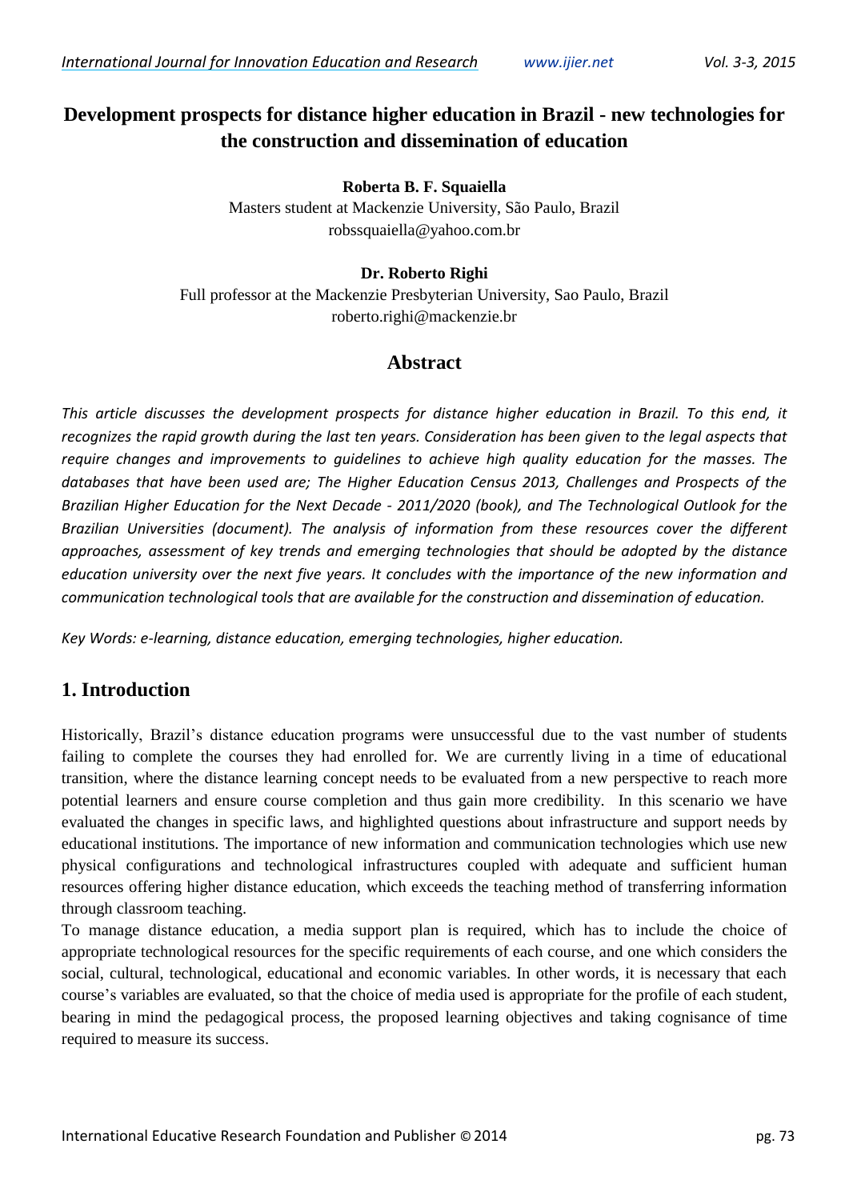# Development prospects for distance higher education in Brazil - new technologies for the construction and dissemination of education

**Roberta B. F. Squaiella**
Masters student at Mackenzie University, São Paulo, Brazil
robssquaiella@yahoo.com.br

**Dr. Roberto Righi**
Full professor at the Mackenzie Presbyterian University, Sao Paulo, Brazil
roberto.righi@mackenzie.br

## Abstract

*This article discusses the development prospects for distance higher education in Brazil. To this end, it recognizes the rapid growth during the last ten years. Consideration has been given to the legal aspects that require changes and improvements to guidelines to achieve high quality education for the masses. The databases that have been used are; The Higher Education Census 2013, Challenges and Prospects of the Brazilian Higher Education for the Next Decade - 2011/2020 (book), and The Technological Outlook for the Brazilian Universities (document). The analysis of information from these resources cover the different approaches, assessment of key trends and emerging technologies that should be adopted by the distance education university over the next five years. It concludes with the importance of the new information and communication technological tools that are available for the construction and dissemination of education.*

*Key Words: e-learning, distance education, emerging technologies, higher education.*

## 1. Introduction

Historically, Brazil's distance education programs were unsuccessful due to the vast number of students failing to complete the courses they had enrolled for. We are currently living in a time of educational transition, where the distance learning concept needs to be evaluated from a new perspective to reach more potential learners and ensure course completion and thus gain more credibility. In this scenario we have evaluated the changes in specific laws, and highlighted questions about infrastructure and support needs by educational institutions. The importance of new information and communication technologies which use new physical configurations and technological infrastructures coupled with adequate and sufficient human resources offering higher distance education, which exceeds the teaching method of transferring information through classroom teaching.

To manage distance education, a media support plan is required, which has to include the choice of appropriate technological resources for the specific requirements of each course, and one which considers the social, cultural, technological, educational and economic variables. In other words, it is necessary that each course's variables are evaluated, so that the choice of media used is appropriate for the profile of each student, bearing in mind the pedagogical process, the proposed learning objectives and taking cognisance of time required to measure its success.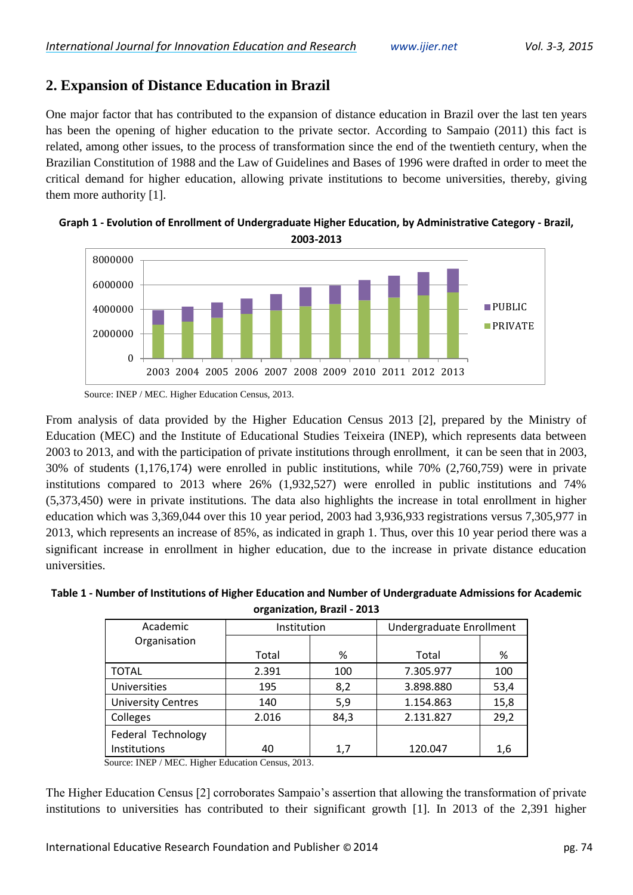## 2. Expansion of Distance Education in Brazil

One major factor that has contributed to the expansion of distance education in Brazil over the last ten years has been the opening of higher education to the private sector. According to Sampaio (2011) this fact is related, among other issues, to the process of transformation since the end of the twentieth century, when the Brazilian Constitution of 1988 and the Law of Guidelines and Bases of 1996 were drafted in order to meet the critical demand for higher education, allowing private institutions to become universities, thereby, giving them more authority [1].

**Graph 1 - Evolution of Enrollment of Undergraduate Higher Education, by Administrative Category - Brazil, 2003-2013**

Source: INEP / MEC. Higher Education Census, 2013.

From analysis of data provided by the Higher Education Census 2013 [2], prepared by the Ministry of Education (MEC) and the Institute of Educational Studies Teixeira (INEP), which represents data between 2003 to 2013, and with the participation of private institutions through enrollment, it can be seen that in 2003, 30% of students (1,176,174) were enrolled in public institutions, while 70% (2,760,759) were in private institutions compared to 2013 where 26% (1,932,527) were enrolled in public institutions and 74% (5,373,450) were in private institutions. The data also highlights the increase in total enrollment in higher education which was 3,369,044 over this 10 year period, 2003 had 3,936,933 registrations versus 7,305,977 in 2013, which represents an increase of 85%, as indicated in graph 1. Thus, over this 10 year period there was a significant increase in enrollment in higher education, due to the increase in private distance education universities.

**Table 1 - Number of Institutions of Higher Education and Number of Undergraduate Admissions for Academic organization, Brazil - 2013**

| Academic Organisation | Institution | | Undergraduate Enrollment | |
|---|---|---|---|---|
| | Total | % | Total | % |
| TOTAL | 2.391 | 100 | 7.305.977 | 100 |
| Universities | 195 | 8,2 | 3.898.880 | 53,4 |
| University Centres | 140 | 5,9 | 1.154.863 | 15,8 |
| Colleges | 2.016 | 84,3 | 2.131.827 | 29,2 |
| Federal Technology Institutions | 40 | 1,7 | 120.047 | 1,6 |

Source: INEP / MEC. Higher Education Census, 2013.

The Higher Education Census [2] corroborates Sampaio's assertion that allowing the transformation of private institutions to universities has contributed to their significant growth [1]. In 2013 of the 2,391 higher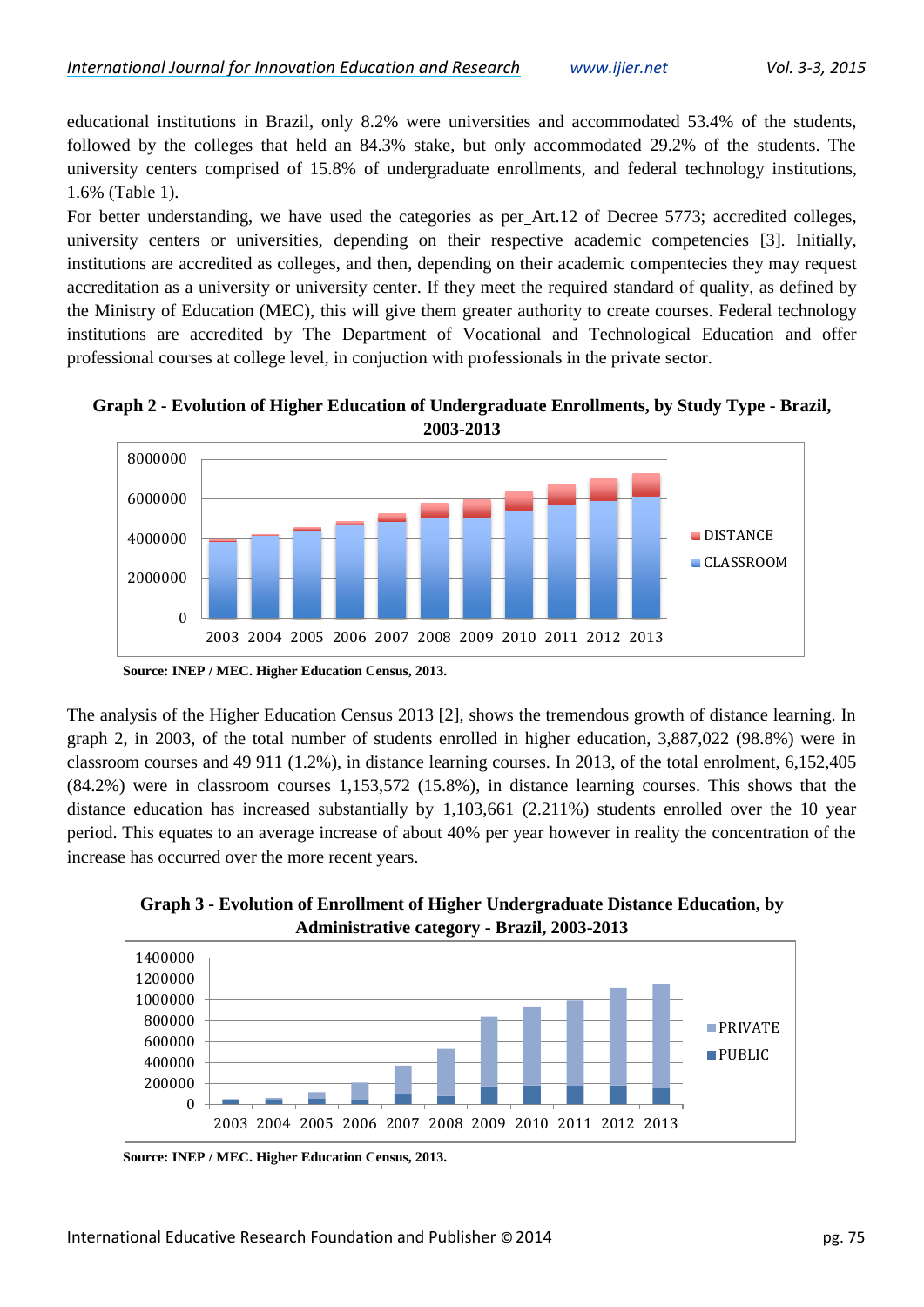educational institutions in Brazil, only 8.2% were universities and accommodated 53.4% of the students, followed by the colleges that held an 84.3% stake, but only accommodated 29.2% of the students. The university centers comprised of 15.8% of undergraduate enrollments, and federal technology institutions, 1.6% (Table 1).

For better understanding, we have used the categories as per_Art.12 of Decree 5773; accredited colleges, university centers or universities, depending on their respective academic competencies [3]. Initially, institutions are accredited as colleges, and then, depending on their academic competencies they may request accreditation as a university or university center. If they meet the required standard of quality, as defined by the Ministry of Education (MEC), this will give them greater authority to create courses. Federal technology institutions are accredited by The Department of Vocational and Technological Education and offer professional courses at college level, in conjuction with professionals in the private sector.

**Graph 2 - Evolution of Higher Education of Undergraduate Enrollments, by Study Type - Brazil, 2003-2013**

**Source: INEP / MEC. Higher Education Census, 2013.**

The analysis of the Higher Education Census 2013 [2], shows the tremendous growth of distance learning. In graph 2, in 2003, of the total number of students enrolled in higher education, 3,887,022 (98.8%) were in classroom courses and 49 911 (1.2%), in distance learning courses. In 2013, of the total enrolment, 6,152,405 (84.2%) were in classroom courses 1,153,572 (15.8%), in distance learning courses. This shows that the distance education has increased substantially by 1,103,661 (2.211%) students enrolled over the 10 year period. This equates to an average increase of about 40% per year however in reality the concentration of the increase has occurred over the more recent years.

**Graph 3 - Evolution of Enrollment of Higher Undergraduate Distance Education, by Administrative category - Brazil, 2003-2013**

**Source: INEP / MEC. Higher Education Census, 2013.**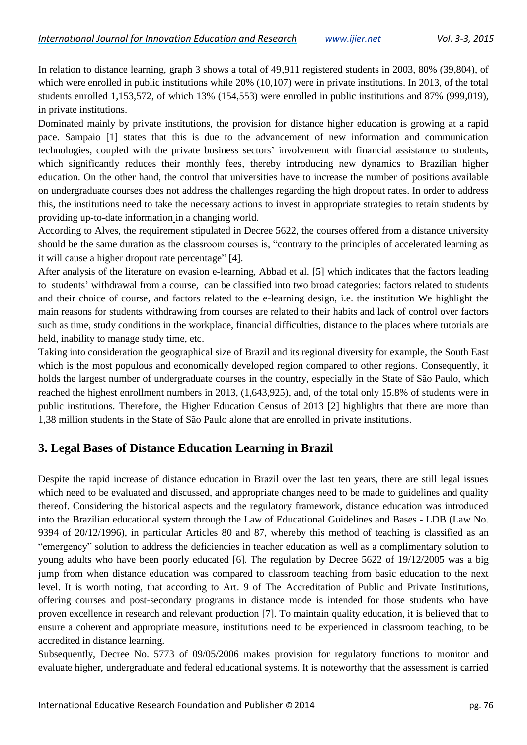In relation to distance learning, graph 3 shows a total of 49,911 registered students in 2003, 80% (39,804), of which were enrolled in public institutions while 20% (10,107) were in private institutions. In 2013, of the total students enrolled 1,153,572, of which 13% (154,553) were enrolled in public institutions and 87% (999,019), in private institutions.

Dominated mainly by private institutions, the provision for distance higher education is growing at a rapid pace. Sampaio [1] states that this is due to the advancement of new information and communication technologies, coupled with the private business sectors' involvement with financial assistance to students, which significantly reduces their monthly fees, thereby introducing new dynamics to Brazilian higher education. On the other hand, the control that universities have to increase the number of positions available on undergraduate courses does not address the challenges regarding the high dropout rates. In order to address this, the institutions need to take the necessary actions to invest in appropriate strategies to retain students by providing up-to-date information in a changing world.

According to Alves, the requirement stipulated in Decree 5622, the courses offered from a distance university should be the same duration as the classroom courses is, "contrary to the principles of accelerated learning as it will cause a higher dropout rate percentage" [4].

After analysis of the literature on evasion e-learning, Abbad et al. [5] which indicates that the factors leading to students' withdrawal from a course, can be classified into two broad categories: factors related to students and their choice of course, and factors related to the e-learning design, i.e. the institution We highlight the main reasons for students withdrawing from courses are related to their habits and lack of control over factors such as time, study conditions in the workplace, financial difficulties, distance to the places where tutorials are held, inability to manage study time, etc.

Taking into consideration the geographical size of Brazil and its regional diversity for example, the South East which is the most populous and economically developed region compared to other regions. Consequently, it holds the largest number of undergraduate courses in the country, especially in the State of São Paulo, which reached the highest enrollment numbers in 2013, (1,643,925), and, of the total only 15.8% of students were in public institutions. Therefore, the Higher Education Census of 2013 [2] highlights that there are more than 1,38 million students in the State of São Paulo alone that are enrolled in private institutions.

## 3. Legal Bases of Distance Education Learning in Brazil

Despite the rapid increase of distance education in Brazil over the last ten years, there are still legal issues which need to be evaluated and discussed, and appropriate changes need to be made to guidelines and quality thereof. Considering the historical aspects and the regulatory framework, distance education was introduced into the Brazilian educational system through the Law of Educational Guidelines and Bases - LDB (Law No. 9394 of 20/12/1996), in particular Articles 80 and 87, whereby this method of teaching is classified as an "emergency" solution to address the deficiencies in teacher education as well as a complimentary solution to young adults who have been poorly educated [6]. The regulation by Decree 5622 of 19/12/2005 was a big jump from when distance education was compared to classroom teaching from basic education to the next level. It is worth noting, that according to Art. 9 of The Accreditation of Public and Private Institutions, offering courses and post-secondary programs in distance mode is intended for those students who have proven excellence in research and relevant production [7]. To maintain quality education, it is believed that to ensure a coherent and appropriate measure, institutions need to be experienced in classroom teaching, to be accredited in distance learning.

Subsequently, Decree No. 5773 of 09/05/2006 makes provision for regulatory functions to monitor and evaluate higher, undergraduate and federal educational systems. It is noteworthy that the assessment is carried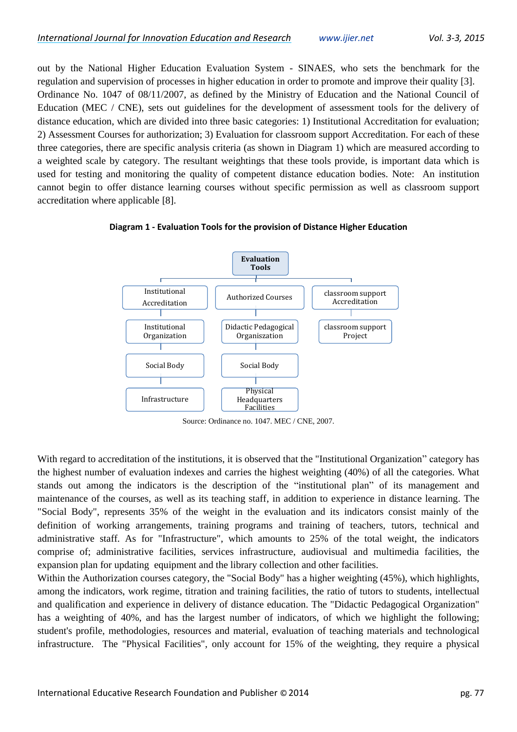out by the National Higher Education Evaluation System - SINAES, who sets the benchmark for the regulation and supervision of processes in higher education in order to promote and improve their quality [3]. Ordinance No. 1047 of 08/11/2007, as defined by the Ministry of Education and the National Council of Education (MEC / CNE), sets out guidelines for the development of assessment tools for the delivery of distance education, which are divided into three basic categories: 1) Institutional Accreditation for evaluation; 2) Assessment Courses for authorization; 3) Evaluation for classroom support Accreditation. For each of these three categories, there are specific analysis criteria (as shown in Diagram 1) which are measured according to a weighted scale by category. The resultant weightings that these tools provide, is important data which is used for testing and monitoring the quality of competent distance education bodies. Note: An institution cannot begin to offer distance learning courses without specific permission as well as classroom support accreditation where applicable [8].

**Diagram 1 - Evaluation Tools for the provision of Distance Higher Education**

**Evaluation Tools**

| Institutional Accreditation | Authorized Courses | classroom support Accreditation |
|---|---|---|
| Institutional Organization | Didactic Pedagogical Organiszation | classroom support Project |
| Social Body | Social Body | |
| Infrastructure | Physical Headquarters Facilities | |

Source: Ordinance no. 1047. MEC / CNE, 2007.

With regard to accreditation of the institutions, it is observed that the "Institutional Organization" category has the highest number of evaluation indexes and carries the highest weighting (40%) of all the categories. What stands out among the indicators is the description of the "institutional plan" of its management and maintenance of the courses, as well as its teaching staff, in addition to experience in distance learning. The "Social Body", represents 35% of the weight in the evaluation and its indicators consist mainly of the definition of working arrangements, training programs and training of teachers, tutors, technical and administrative staff. As for "Infrastructure", which amounts to 25% of the total weight, the indicators comprise of; administrative facilities, services infrastructure, audiovisual and multimedia facilities, the expansion plan for updating equipment and the library collection and other facilities.

Within the Authorization courses category, the "Social Body" has a higher weighting (45%), which highlights, among the indicators, work regime, titration and training facilities, the ratio of tutors to students, intellectual and qualification and experience in delivery of distance education. The "Didactic Pedagogical Organization" has a weighting of 40%, and has the largest number of indicators, of which we highlight the following; student's profile, methodologies, resources and material, evaluation of teaching materials and technological infrastructure. The "Physical Facilities", only account for 15% of the weighting, they require a physical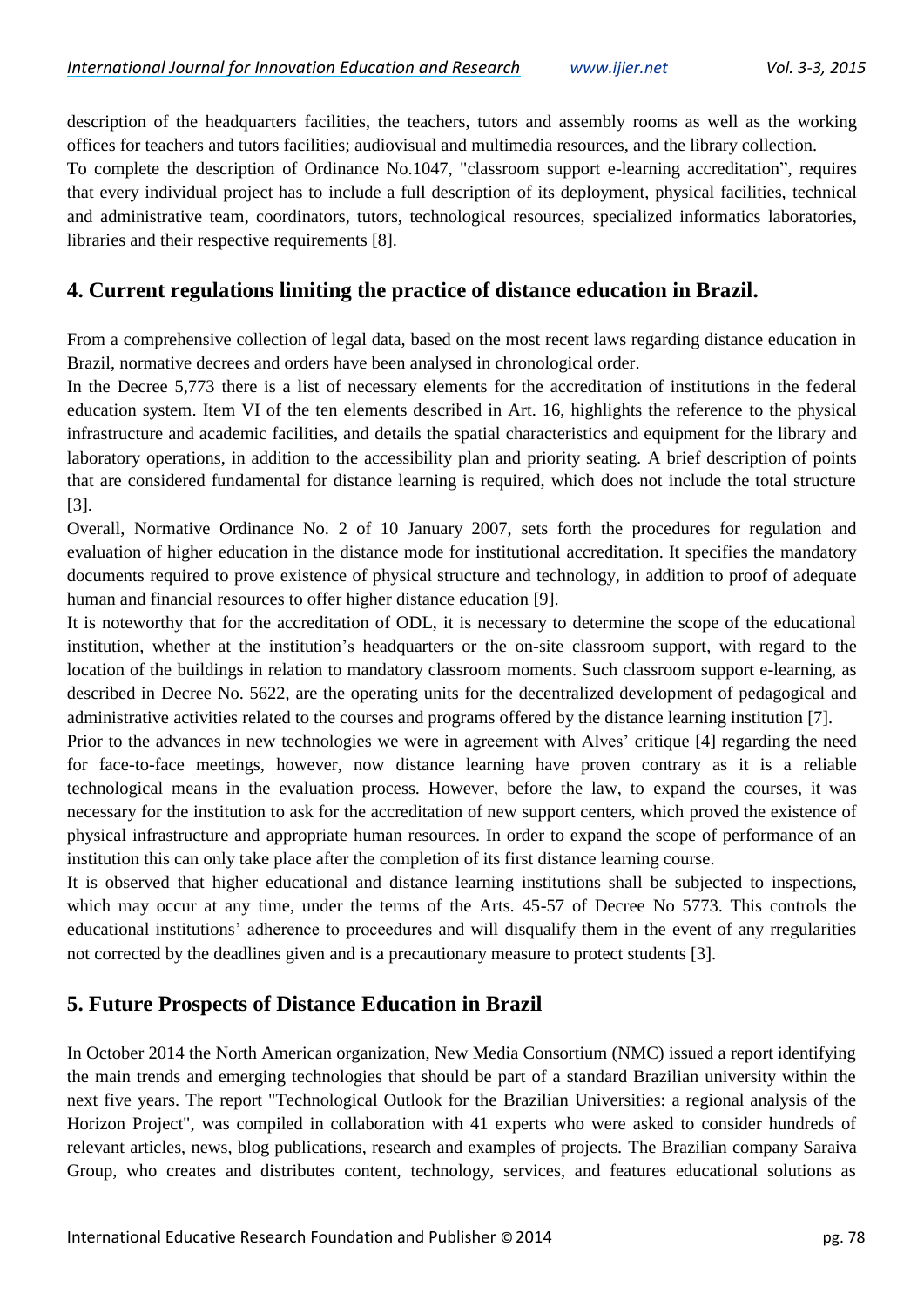description of the headquarters facilities, the teachers, tutors and assembly rooms as well as the working offices for teachers and tutors facilities; audiovisual and multimedia resources, and the library collection.

To complete the description of Ordinance No.1047, "classroom support e-learning accreditation", requires that every individual project has to include a full description of its deployment, physical facilities, technical and administrative team, coordinators, tutors, technological resources, specialized informatics laboratories, libraries and their respective requirements [8].

## 4. Current regulations limiting the practice of distance education in Brazil.

From a comprehensive collection of legal data, based on the most recent laws regarding distance education in Brazil, normative decrees and orders have been analysed in chronological order.

In the Decree 5,773 there is a list of necessary elements for the accreditation of institutions in the federal education system. Item VI of the ten elements described in Art. 16, highlights the reference to the physical infrastructure and academic facilities, and details the spatial characteristics and equipment for the library and laboratory operations, in addition to the accessibility plan and priority seating. A brief description of points that are considered fundamental for distance learning is required, which does not include the total structure [3].

Overall, Normative Ordinance No. 2 of 10 January 2007, sets forth the procedures for regulation and evaluation of higher education in the distance mode for institutional accreditation. It specifies the mandatory documents required to prove existence of physical structure and technology, in addition to proof of adequate human and financial resources to offer higher distance education [9].

It is noteworthy that for the accreditation of ODL, it is necessary to determine the scope of the educational institution, whether at the institution's headquarters or the on-site classroom support, with regard to the location of the buildings in relation to mandatory classroom moments. Such classroom support e-learning, as described in Decree No. 5622, are the operating units for the decentralized development of pedagogical and administrative activities related to the courses and programs offered by the distance learning institution [7].

Prior to the advances in new technologies we were in agreement with Alves' critique [4] regarding the need for face-to-face meetings, however, now distance learning have proven contrary as it is a reliable technological means in the evaluation process. However, before the law, to expand the courses, it was necessary for the institution to ask for the accreditation of new support centers, which proved the existence of physical infrastructure and appropriate human resources. In order to expand the scope of performance of an institution this can only take place after the completion of its first distance learning course.

It is observed that higher educational and distance learning institutions shall be subjected to inspections, which may occur at any time, under the terms of the Arts. 45-57 of Decree No 5773. This controls the educational institutions' adherence to proceedures and will disqualify them in the event of any rregularities not corrected by the deadlines given and is a precautionary measure to protect students [3].

## 5. Future Prospects of Distance Education in Brazil

In October 2014 the North American organization, New Media Consortium (NMC) issued a report identifying the main trends and emerging technologies that should be part of a standard Brazilian university within the next five years. The report "Technological Outlook for the Brazilian Universities: a regional analysis of the Horizon Project", was compiled in collaboration with 41 experts who were asked to consider hundreds of relevant articles, news, blog publications, research and examples of projects. The Brazilian company Saraiva Group, who creates and distributes content, technology, services, and features educational solutions as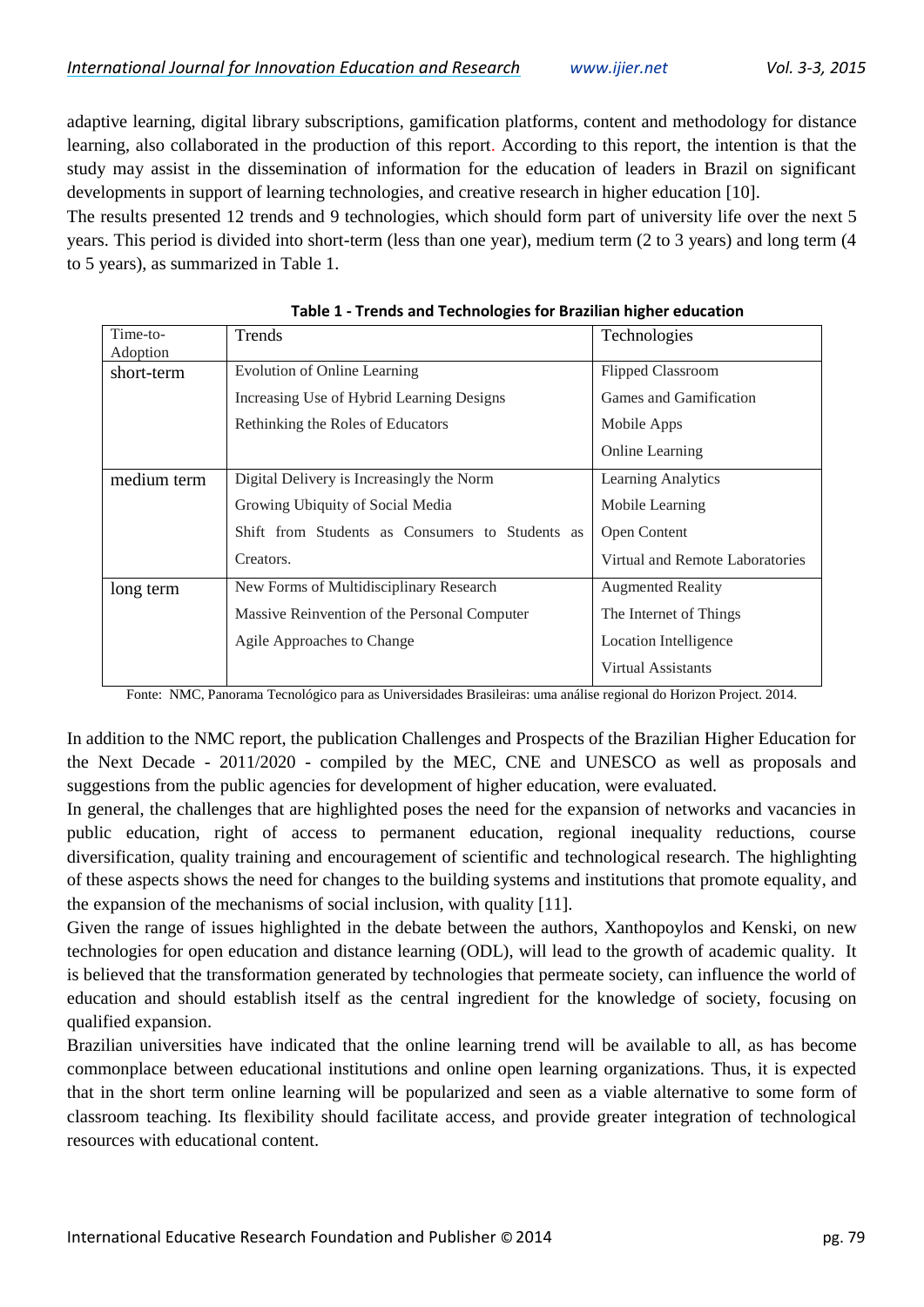adaptive learning, digital library subscriptions, gamification platforms, content and methodology for distance learning, also collaborated in the production of this report. According to this report, the intention is that the study may assist in the dissemination of information for the education of leaders in Brazil on significant developments in support of learning technologies, and creative research in higher education [10].

The results presented 12 trends and 9 technologies, which should form part of university life over the next 5 years. This period is divided into short-term (less than one year), medium term (2 to 3 years) and long term (4 to 5 years), as summarized in Table 1.

**Table 1 - Trends and Technologies for Brazilian higher education**

| Time-to-Adoption | Trends | Technologies |
|---|---|---|
| short-term | Evolution of Online Learning | Flipped Classroom |
| | Increasing Use of Hybrid Learning Designs | Games and Gamification |
| | Rethinking the Roles of Educators | Mobile Apps |
| | | Online Learning |
| medium term | Digital Delivery is Increasingly the Norm | Learning Analytics |
| | Growing Ubiquity of Social Media | Mobile Learning |
| | Shift from Students as Consumers to Students as Creators. | Open Content |
| | | Virtual and Remote Laboratories |
| long term | New Forms of Multidisciplinary Research | Augmented Reality |
| | Massive Reinvention of the Personal Computer | The Internet of Things |
| | Agile Approaches to Change | Location Intelligence |
| | | Virtual Assistants |

Fonte: NMC, Panorama Tecnológico para as Universidades Brasileiras: uma análise regional do Horizon Project. 2014.

In addition to the NMC report, the publication Challenges and Prospects of the Brazilian Higher Education for the Next Decade - 2011/2020 - compiled by the MEC, CNE and UNESCO as well as proposals and suggestions from the public agencies for development of higher education, were evaluated.

In general, the challenges that are highlighted poses the need for the expansion of networks and vacancies in public education, right of access to permanent education, regional inequality reductions, course diversification, quality training and encouragement of scientific and technological research. The highlighting of these aspects shows the need for changes to the building systems and institutions that promote equality, and the expansion of the mechanisms of social inclusion, with quality [11].

Given the range of issues highlighted in the debate between the authors, Xanthopoylos and Kenski, on new technologies for open education and distance learning (ODL), will lead to the growth of academic quality. It is believed that the transformation generated by technologies that permeate society, can influence the world of education and should establish itself as the central ingredient for the knowledge of society, focusing on qualified expansion.

Brazilian universities have indicated that the online learning trend will be available to all, as has become commonplace between educational institutions and online open learning organizations. Thus, it is expected that in the short term online learning will be popularized and seen as a viable alternative to some form of classroom teaching. Its flexibility should facilitate access, and provide greater integration of technological resources with educational content.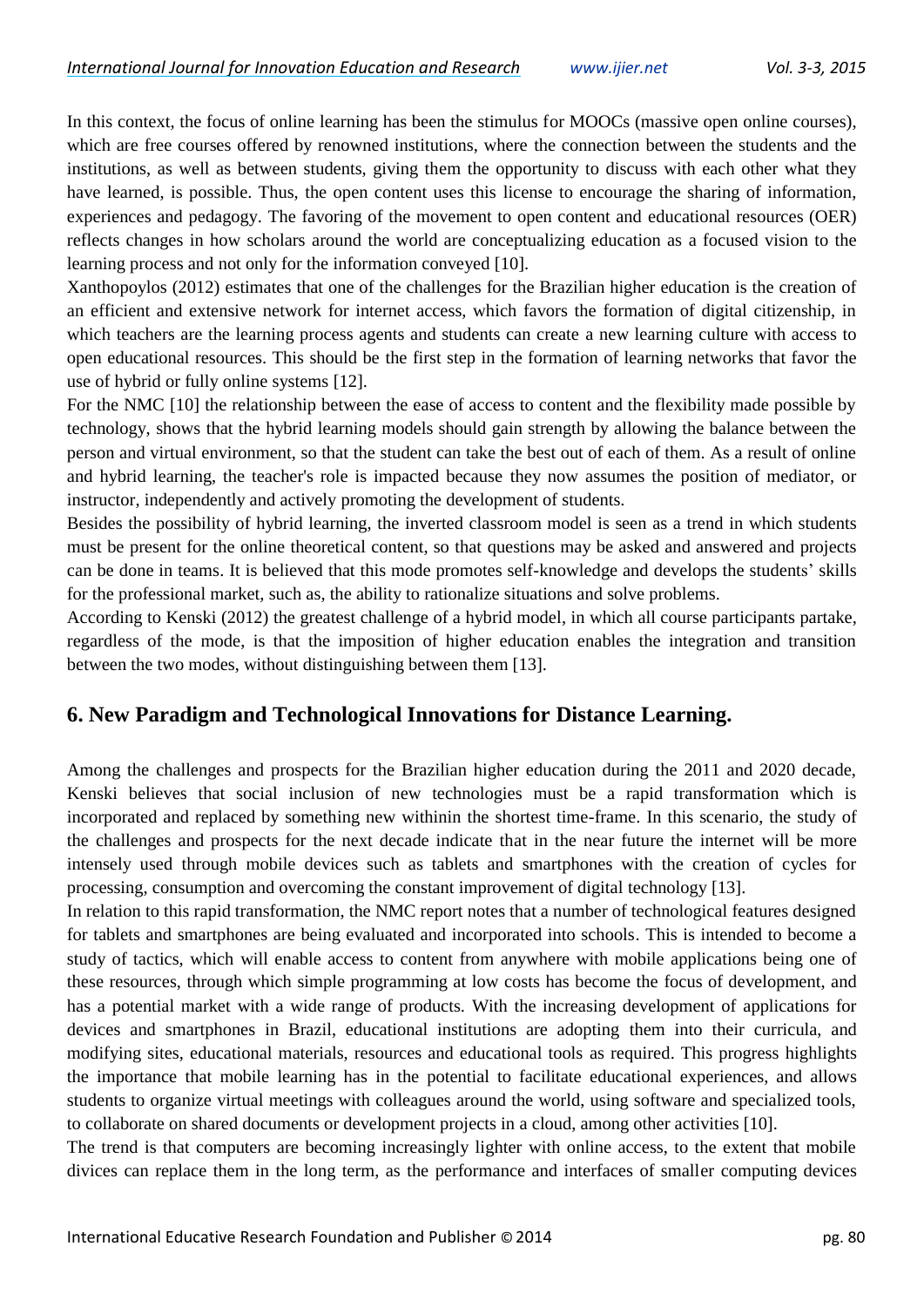In this context, the focus of online learning has been the stimulus for MOOCs (massive open online courses), which are free courses offered by renowned institutions, where the connection between the students and the institutions, as well as between students, giving them the opportunity to discuss with each other what they have learned, is possible. Thus, the open content uses this license to encourage the sharing of information, experiences and pedagogy. The favoring of the movement to open content and educational resources (OER) reflects changes in how scholars around the world are conceptualizing education as a focused vision to the learning process and not only for the information conveyed [10].

Xanthopoylos (2012) estimates that one of the challenges for the Brazilian higher education is the creation of an efficient and extensive network for internet access, which favors the formation of digital citizenship, in which teachers are the learning process agents and students can create a new learning culture with access to open educational resources. This should be the first step in the formation of learning networks that favor the use of hybrid or fully online systems [12].

For the NMC [10] the relationship between the ease of access to content and the flexibility made possible by technology, shows that the hybrid learning models should gain strength by allowing the balance between the person and virtual environment, so that the student can take the best out of each of them. As a result of online and hybrid learning, the teacher's role is impacted because they now assumes the position of mediator, or instructor, independently and actively promoting the development of students.

Besides the possibility of hybrid learning, the inverted classroom model is seen as a trend in which students must be present for the online theoretical content, so that questions may be asked and answered and projects can be done in teams. It is believed that this mode promotes self-knowledge and develops the students' skills for the professional market, such as, the ability to rationalize situations and solve problems.

According to Kenski (2012) the greatest challenge of a hybrid model, in which all course participants partake, regardless of the mode, is that the imposition of higher education enables the integration and transition between the two modes, without distinguishing between them [13].

## 6. New Paradigm and Technological Innovations for Distance Learning.

Among the challenges and prospects for the Brazilian higher education during the 2011 and 2020 decade, Kenski believes that social inclusion of new technologies must be a rapid transformation which is incorporated and replaced by something new withinin the shortest time-frame. In this scenario, the study of the challenges and prospects for the next decade indicate that in the near future the internet will be more intensely used through mobile devices such as tablets and smartphones with the creation of cycles for processing, consumption and overcoming the constant improvement of digital technology [13].

In relation to this rapid transformation, the NMC report notes that a number of technological features designed for tablets and smartphones are being evaluated and incorporated into schools. This is intended to become a study of tactics, which will enable access to content from anywhere with mobile applications being one of these resources, through which simple programming at low costs has become the focus of development, and has a potential market with a wide range of products. With the increasing development of applications for devices and smartphones in Brazil, educational institutions are adopting them into their curricula, and modifying sites, educational materials, resources and educational tools as required. This progress highlights the importance that mobile learning has in the potential to facilitate educational experiences, and allows students to organize virtual meetings with colleagues around the world, using software and specialized tools, to collaborate on shared documents or development projects in a cloud, among other activities [10].

The trend is that computers are becoming increasingly lighter with online access, to the extent that mobile divices can replace them in the long term, as the performance and interfaces of smaller computing devices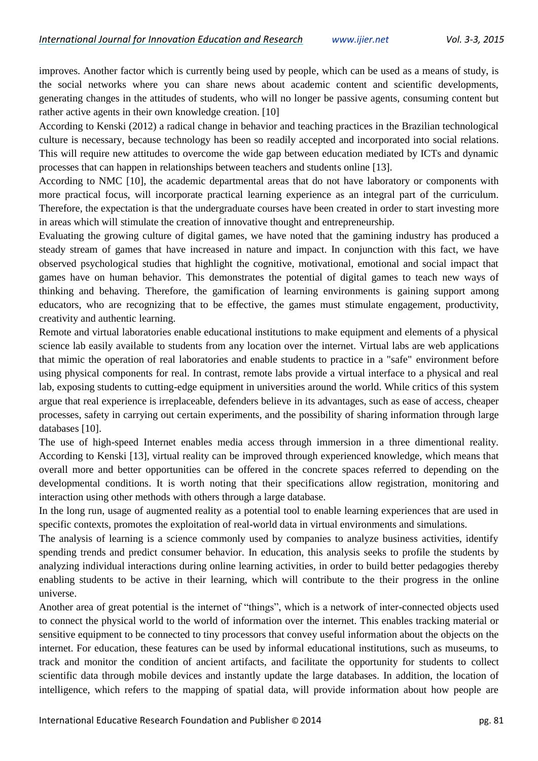improves. Another factor which is currently being used by people, which can be used as a means of study, is the social networks where you can share news about academic content and scientific developments, generating changes in the attitudes of students, who will no longer be passive agents, consuming content but rather active agents in their own knowledge creation. [10]

According to Kenski (2012) a radical change in behavior and teaching practices in the Brazilian technological culture is necessary, because technology has been so readily accepted and incorporated into social relations. This will require new attitudes to overcome the wide gap between education mediated by ICTs and dynamic processes that can happen in relationships between teachers and students online [13].

According to NMC [10], the academic departmental areas that do not have laboratory or components with more practical focus, will incorporate practical learning experience as an integral part of the curriculum. Therefore, the expectation is that the undergraduate courses have been created in order to start investing more in areas which will stimulate the creation of innovative thought and entrepreneurship.

Evaluating the growing culture of digital games, we have noted that the gamining industry has produced a steady stream of games that have increased in nature and impact. In conjunction with this fact, we have observed psychological studies that highlight the cognitive, motivational, emotional and social impact that games have on human behavior. This demonstrates the potential of digital games to teach new ways of thinking and behaving. Therefore, the gamification of learning environments is gaining support among educators, who are recognizing that to be effective, the games must stimulate engagement, productivity, creativity and authentic learning.

Remote and virtual laboratories enable educational institutions to make equipment and elements of a physical science lab easily available to students from any location over the internet. Virtual labs are web applications that mimic the operation of real laboratories and enable students to practice in a "safe" environment before using physical components for real. In contrast, remote labs provide a virtual interface to a physical and real lab, exposing students to cutting-edge equipment in universities around the world. While critics of this system argue that real experience is irreplaceable, defenders believe in its advantages, such as ease of access, cheaper processes, safety in carrying out certain experiments, and the possibility of sharing information through large databases [10].

The use of high-speed Internet enables media access through immersion in a three dimentional reality. According to Kenski [13], virtual reality can be improved through experienced knowledge, which means that overall more and better opportunities can be offered in the concrete spaces referred to depending on the developmental conditions. It is worth noting that their specifications allow registration, monitoring and interaction using other methods with others through a large database.

In the long run, usage of augmented reality as a potential tool to enable learning experiences that are used in specific contexts, promotes the exploitation of real-world data in virtual environments and simulations.

The analysis of learning is a science commonly used by companies to analyze business activities, identify spending trends and predict consumer behavior. In education, this analysis seeks to profile the students by analyzing individual interactions during online learning activities, in order to build better pedagogies thereby enabling students to be active in their learning, which will contribute to the their progress in the online universe.

Another area of great potential is the internet of "things", which is a network of inter-connected objects used to connect the physical world to the world of information over the internet. This enables tracking material or sensitive equipment to be connected to tiny processors that convey useful information about the objects on the internet. For education, these features can be used by informal educational institutions, such as museums, to track and monitor the condition of ancient artifacts, and facilitate the opportunity for students to collect scientific data through mobile devices and instantly update the large databases. In addition, the location of intelligence, which refers to the mapping of spatial data, will provide information about how people are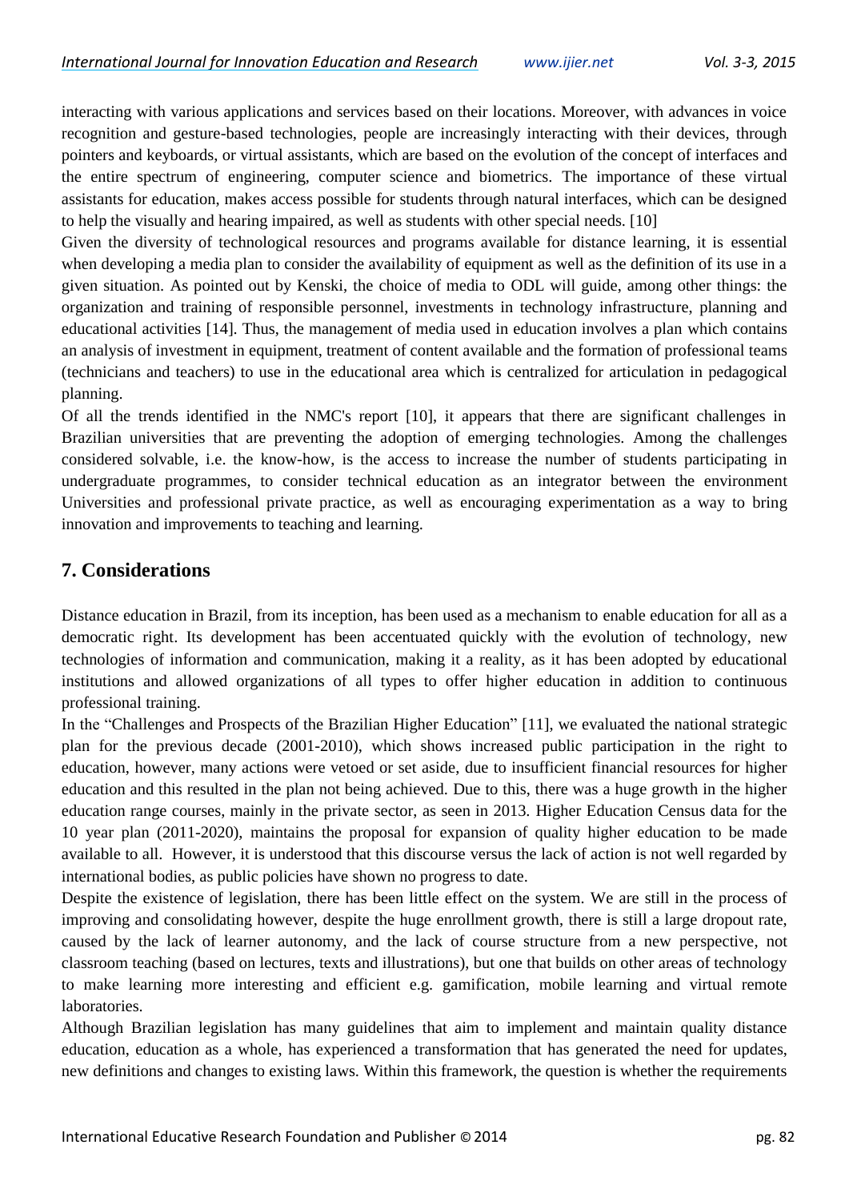interacting with various applications and services based on their locations. Moreover, with advances in voice recognition and gesture-based technologies, people are increasingly interacting with their devices, through pointers and keyboards, or virtual assistants, which are based on the evolution of the concept of interfaces and the entire spectrum of engineering, computer science and biometrics. The importance of these virtual assistants for education, makes access possible for students through natural interfaces, which can be designed to help the visually and hearing impaired, as well as students with other special needs. [10]

Given the diversity of technological resources and programs available for distance learning, it is essential when developing a media plan to consider the availability of equipment as well as the definition of its use in a given situation. As pointed out by Kenski, the choice of media to ODL will guide, among other things: the organization and training of responsible personnel, investments in technology infrastructure, planning and educational activities [14]. Thus, the management of media used in education involves a plan which contains an analysis of investment in equipment, treatment of content available and the formation of professional teams (technicians and teachers) to use in the educational area which is centralized for articulation in pedagogical planning.

Of all the trends identified in the NMC's report [10], it appears that there are significant challenges in Brazilian universities that are preventing the adoption of emerging technologies. Among the challenges considered solvable, i.e. the know-how, is the access to increase the number of students participating in undergraduate programmes, to consider technical education as an integrator between the environment Universities and professional private practice, as well as encouraging experimentation as a way to bring innovation and improvements to teaching and learning.

## 7. Considerations

Distance education in Brazil, from its inception, has been used as a mechanism to enable education for all as a democratic right. Its development has been accentuated quickly with the evolution of technology, new technologies of information and communication, making it a reality, as it has been adopted by educational institutions and allowed organizations of all types to offer higher education in addition to continuous professional training.

In the "Challenges and Prospects of the Brazilian Higher Education" [11], we evaluated the national strategic plan for the previous decade (2001-2010), which shows increased public participation in the right to education, however, many actions were vetoed or set aside, due to insufficient financial resources for higher education and this resulted in the plan not being achieved. Due to this, there was a huge growth in the higher education range courses, mainly in the private sector, as seen in 2013. Higher Education Census data for the 10 year plan (2011-2020), maintains the proposal for expansion of quality higher education to be made available to all. However, it is understood that this discourse versus the lack of action is not well regarded by international bodies, as public policies have shown no progress to date.

Despite the existence of legislation, there has been little effect on the system. We are still in the process of improving and consolidating however, despite the huge enrollment growth, there is still a large dropout rate, caused by the lack of learner autonomy, and the lack of course structure from a new perspective, not classroom teaching (based on lectures, texts and illustrations), but one that builds on other areas of technology to make learning more interesting and efficient e.g. gamification, mobile learning and virtual remote laboratories.

Although Brazilian legislation has many guidelines that aim to implement and maintain quality distance education, education as a whole, has experienced a transformation that has generated the need for updates, new definitions and changes to existing laws. Within this framework, the question is whether the requirements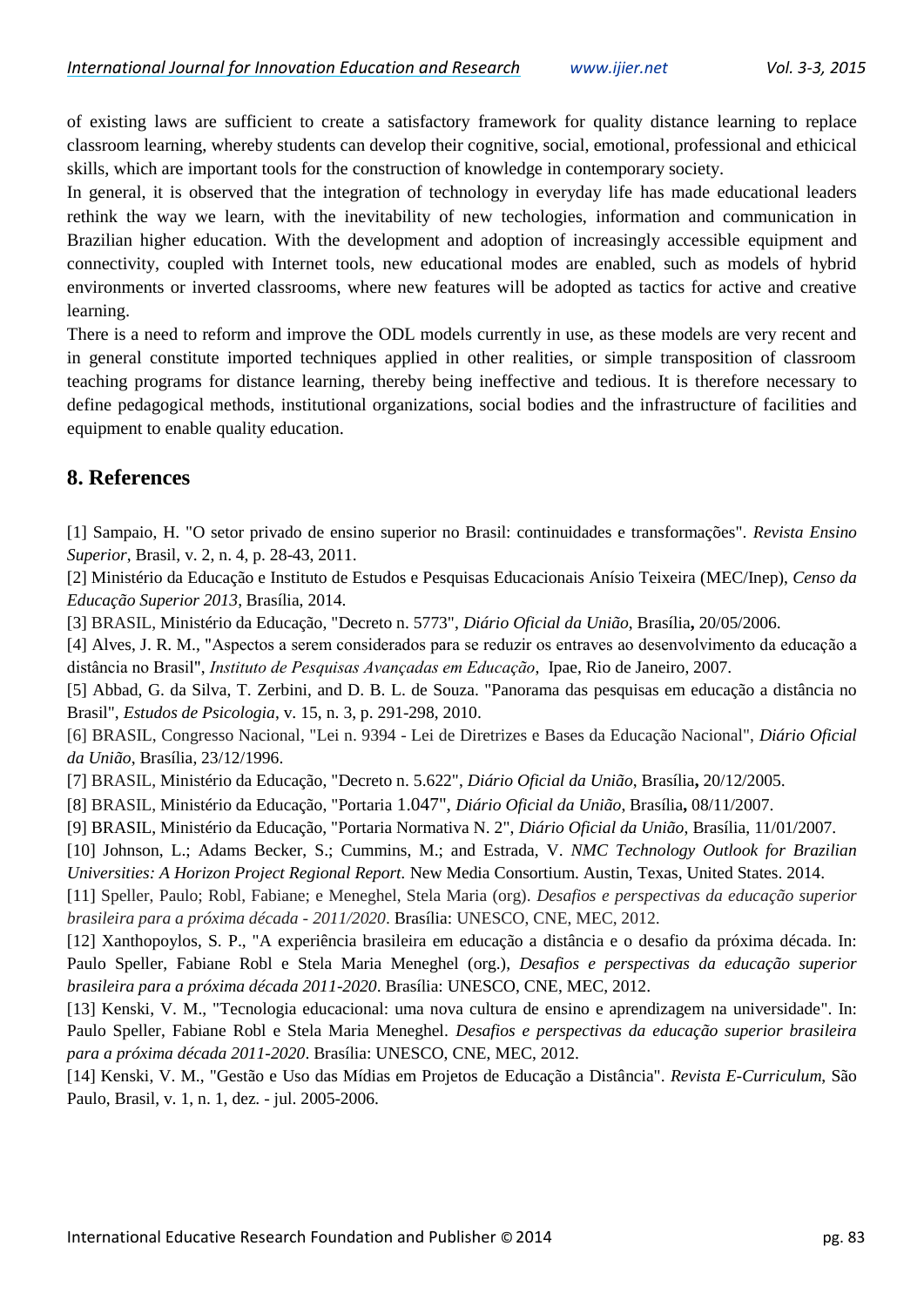of existing laws are sufficient to create a satisfactory framework for quality distance learning to replace classroom learning, whereby students can develop their cognitive, social, emotional, professional and ethicical skills, which are important tools for the construction of knowledge in contemporary society.

In general, it is observed that the integration of technology in everyday life has made educational leaders rethink the way we learn, with the inevitability of new techologies, information and communication in Brazilian higher education. With the development and adoption of increasingly accessible equipment and connectivity, coupled with Internet tools, new educational modes are enabled, such as models of hybrid environments or inverted classrooms, where new features will be adopted as tactics for active and creative learning.

There is a need to reform and improve the ODL models currently in use, as these models are very recent and in general constitute imported techniques applied in other realities, or simple transposition of classroom teaching programs for distance learning, thereby being ineffective and tedious. It is therefore necessary to define pedagogical methods, institutional organizations, social bodies and the infrastructure of facilities and equipment to enable quality education.

## 8. References

[1] Sampaio, H. "O setor privado de ensino superior no Brasil: continuidades e transformações". *Revista Ensino Superior*, Brasil, v. 2, n. 4, p. 28-43, 2011.

[2] Ministério da Educação e Instituto de Estudos e Pesquisas Educacionais Anísio Teixeira (MEC/Inep), *Censo da Educação Superior 2013*, Brasília, 2014.

[3] BRASIL, Ministério da Educação, "Decreto n. 5773", *Diário Oficial da União*, Brasília, 20/05/2006.

[4] Alves, J. R. M., "Aspectos a serem considerados para se reduzir os entraves ao desenvolvimento da educação a distância no Brasil", *Instituto de Pesquisas Avançadas em Educação*, Ipae, Rio de Janeiro, 2007.

[5] Abbad, G. da Silva, T. Zerbini, and D. B. L. de Souza. "Panorama das pesquisas em educação a distância no Brasil", *Estudos de Psicologia*, v. 15, n. 3, p. 291-298, 2010.

[6] BRASIL, Congresso Nacional, "Lei n. 9394 - Lei de Diretrizes e Bases da Educação Nacional", *Diário Oficial da União*, Brasília, 23/12/1996.

[7] BRASIL, Ministério da Educação, "Decreto n. 5.622", *Diário Oficial da União*, Brasília, 20/12/2005.

[8] BRASIL, Ministério da Educação, "Portaria 1.047", *Diário Oficial da União*, Brasília, 08/11/2007.

[9] BRASIL, Ministério da Educação, "Portaria Normativa N. 2", *Diário Oficial da União*, Brasília, 11/01/2007.

[10] Johnson, L.; Adams Becker, S.; Cummins, M.; and Estrada, V. *NMC Technology Outlook for Brazilian Universities: A Horizon Project Regional Report*. New Media Consortium. Austin, Texas, United States. 2014.

[11] Speller, Paulo; Robl, Fabiane; e Meneghel, Stela Maria (org). *Desafios e perspectivas da educação superior brasileira para a próxima década - 2011/2020*. Brasília: UNESCO, CNE, MEC, 2012.

[12] Xanthopoylos, S. P., "A experiência brasileira em educação a distância e o desafio da próxima década. In: Paulo Speller, Fabiane Robl e Stela Maria Meneghel (org.), *Desafios e perspectivas da educação superior brasileira para a próxima década 2011-2020*. Brasília: UNESCO, CNE, MEC, 2012.

[13] Kenski, V. M., "Tecnologia educacional: uma nova cultura de ensino e aprendizagem na universidade". In: Paulo Speller, Fabiane Robl e Stela Maria Meneghel. *Desafios e perspectivas da educação superior brasileira para a próxima década 2011-2020*. Brasília: UNESCO, CNE, MEC, 2012.

[14] Kenski, V. M., "Gestão e Uso das Mídias em Projetos de Educação a Distância". *Revista E-Curriculum*, São Paulo, Brasil, v. 1, n. 1, dez. - jul. 2005-2006.